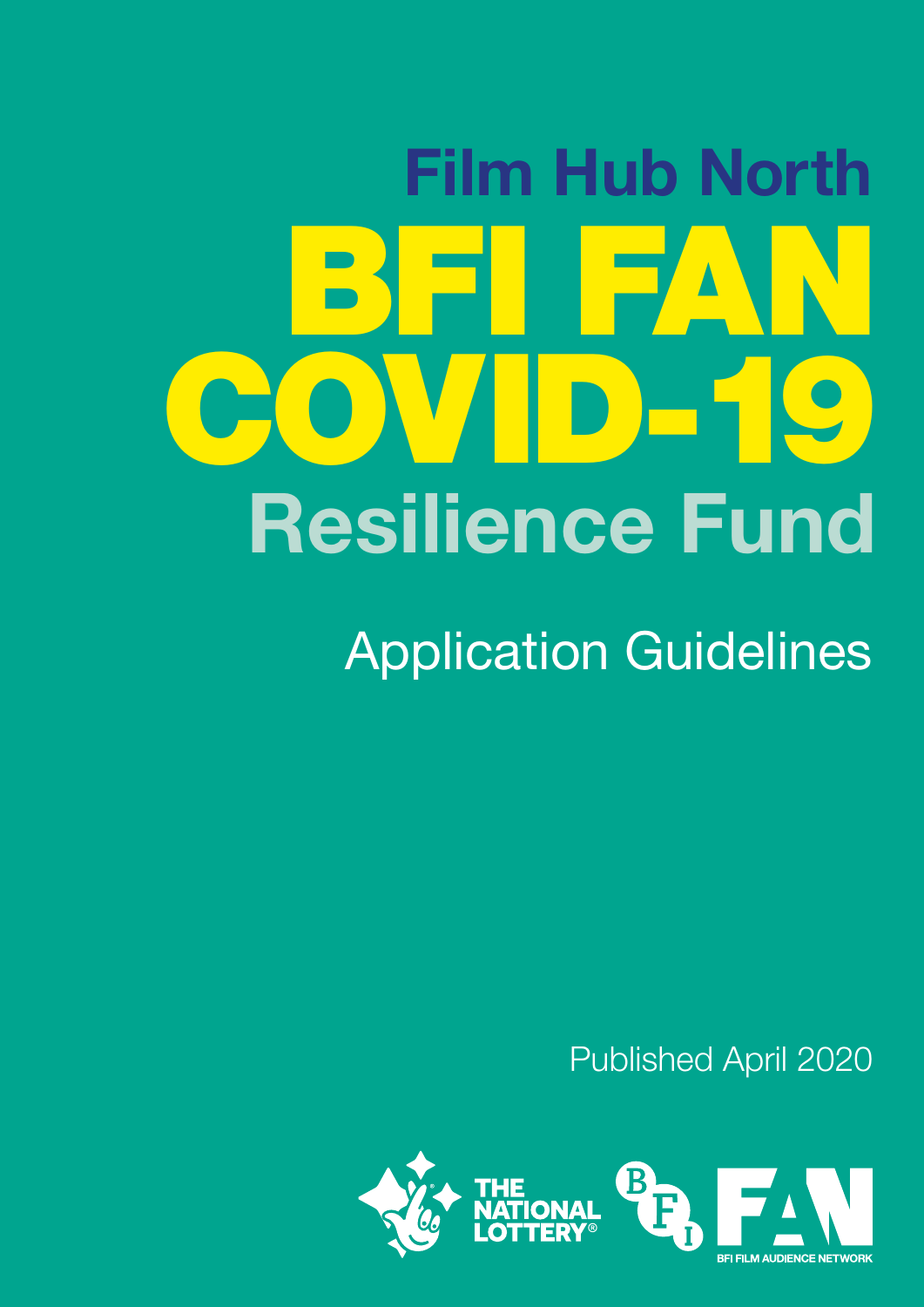# Film Hub North

# BFI FAN COVID-19 Resilience Fund

## Application Guidelines

Published April 2020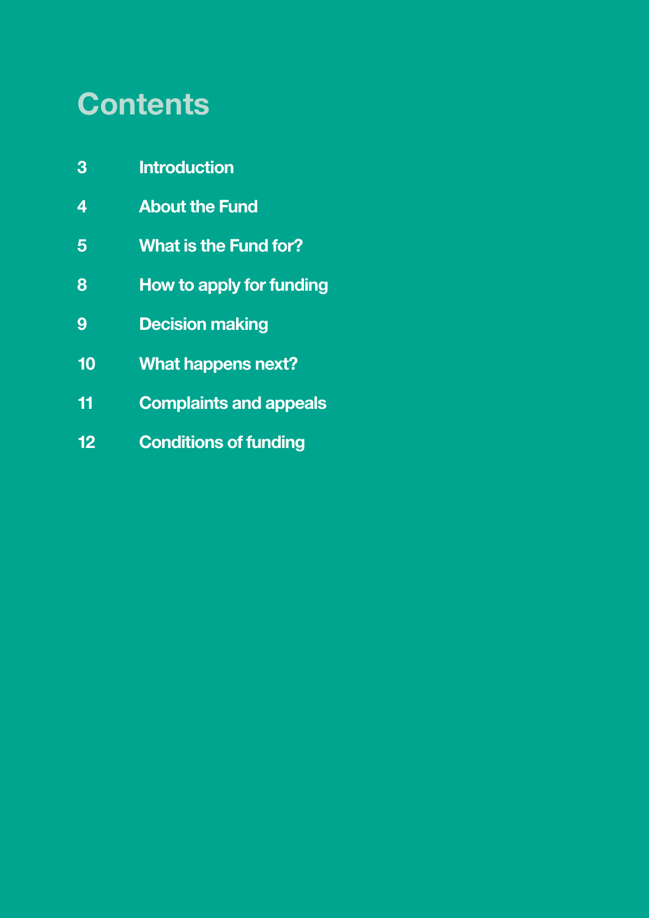# Contents

| | |
|---|---|
| 3 | Introduction |
| 4 | About the Fund |
| 5 | What is the Fund for? |
| 8 | How to apply for funding |
| 9 | Decision making |
| 10 | What happens next? |
| 11 | Complaints and appeals |
| 12 | Conditions of funding |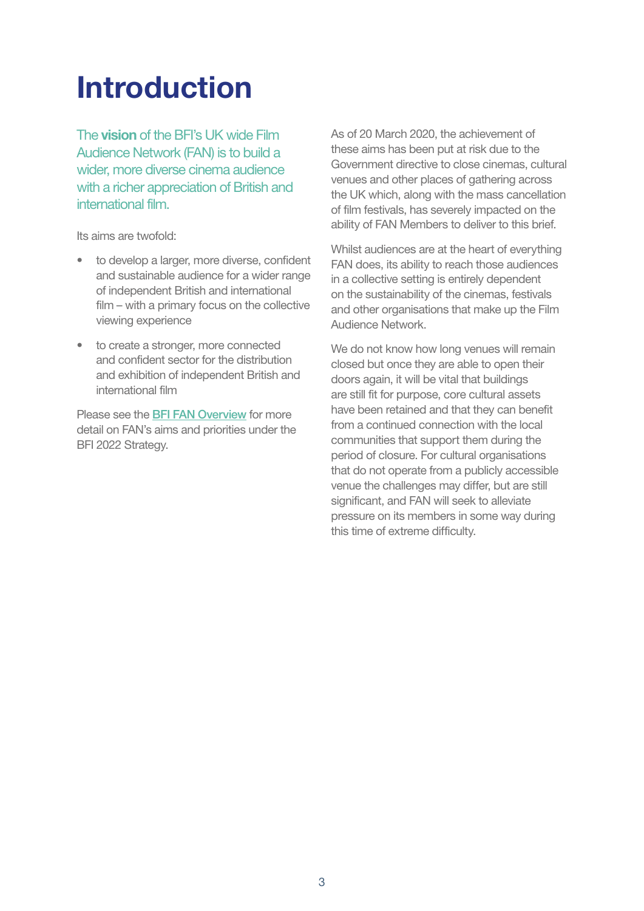# Introduction

The **vision** of the BFI's UK wide Film Audience Network (FAN) is to build a wider, more diverse cinema audience with a richer appreciation of British and international film.

Its aims are twofold:

- to develop a larger, more diverse, confident and sustainable audience for a wider range of independent British and international film – with a primary focus on the collective viewing experience
- to create a stronger, more connected and confident sector for the distribution and exhibition of independent British and international film

Please see the BFI FAN Overview for more detail on FAN's aims and priorities under the BFI 2022 Strategy.

As of 20 March 2020, the achievement of these aims has been put at risk due to the Government directive to close cinemas, cultural venues and other places of gathering across the UK which, along with the mass cancellation of film festivals, has severely impacted on the ability of FAN Members to deliver to this brief.

Whilst audiences are at the heart of everything FAN does, its ability to reach those audiences in a collective setting is entirely dependent on the sustainability of the cinemas, festivals and other organisations that make up the Film Audience Network.

We do not know how long venues will remain closed but once they are able to open their doors again, it will be vital that buildings are still fit for purpose, core cultural assets have been retained and that they can benefit from a continued connection with the local communities that support them during the period of closure. For cultural organisations that do not operate from a publicly accessible venue the challenges may differ, but are still significant, and FAN will seek to alleviate pressure on its members in some way during this time of extreme difficulty.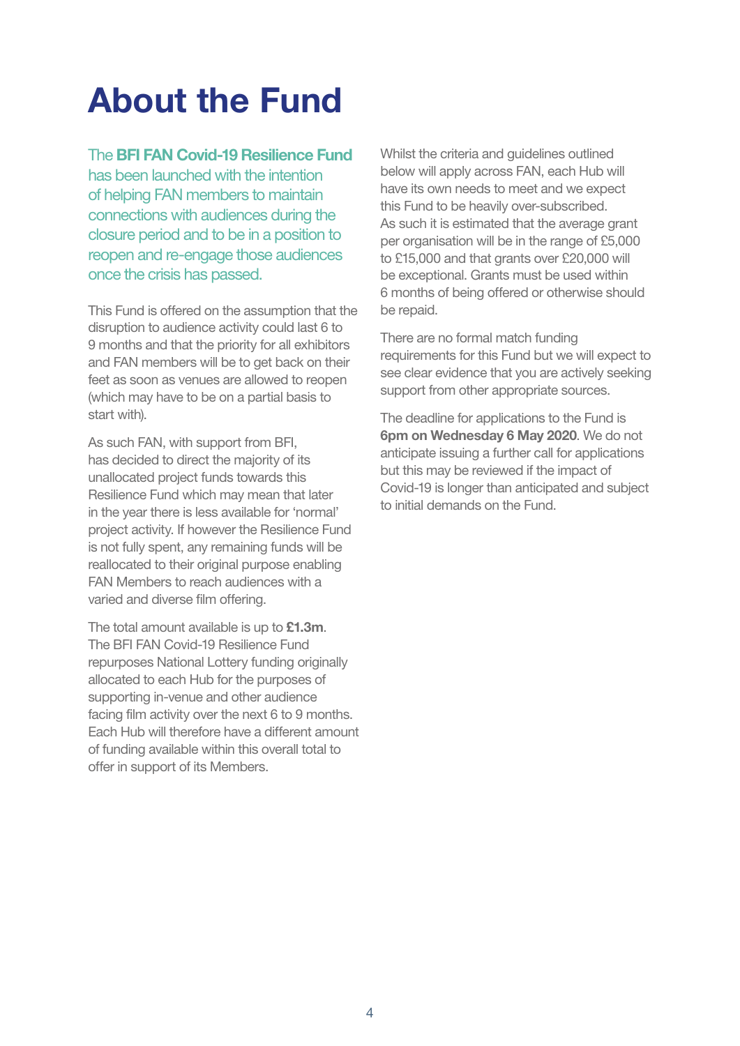# About the Fund

The **BFI FAN Covid-19 Resilience Fund** has been launched with the intention of helping FAN members to maintain connections with audiences during the closure period and to be in a position to reopen and re-engage those audiences once the crisis has passed.

This Fund is offered on the assumption that the disruption to audience activity could last 6 to 9 months and that the priority for all exhibitors and FAN members will be to get back on their feet as soon as venues are allowed to reopen (which may have to be on a partial basis to start with).

As such FAN, with support from BFI, has decided to direct the majority of its unallocated project funds towards this Resilience Fund which may mean that later in the year there is less available for 'normal' project activity. If however the Resilience Fund is not fully spent, any remaining funds will be reallocated to their original purpose enabling FAN Members to reach audiences with a varied and diverse film offering.

The total amount available is up to **£1.3m**. The BFI FAN Covid-19 Resilience Fund repurposes National Lottery funding originally allocated to each Hub for the purposes of supporting in-venue and other audience facing film activity over the next 6 to 9 months. Each Hub will therefore have a different amount of funding available within this overall total to offer in support of its Members.

Whilst the criteria and guidelines outlined below will apply across FAN, each Hub will have its own needs to meet and we expect this Fund to be heavily over-subscribed. As such it is estimated that the average grant per organisation will be in the range of £5,000 to £15,000 and that grants over £20,000 will be exceptional. Grants must be used within 6 months of being offered or otherwise should be repaid.

There are no formal match funding requirements for this Fund but we will expect to see clear evidence that you are actively seeking support from other appropriate sources.

The deadline for applications to the Fund is **6pm on Wednesday 6 May 2020**. We do not anticipate issuing a further call for applications but this may be reviewed if the impact of Covid-19 is longer than anticipated and subject to initial demands on the Fund.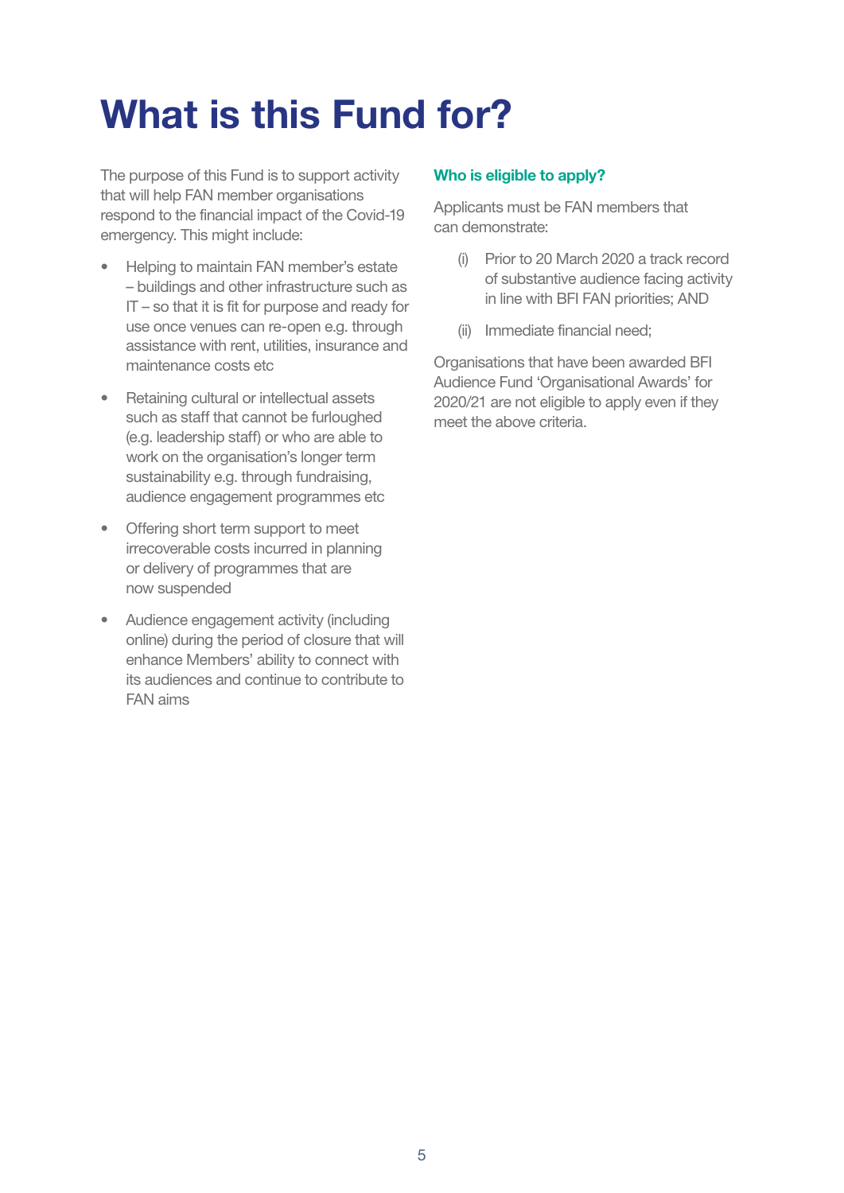# What is this Fund for?

The purpose of this Fund is to support activity that will help FAN member organisations respond to the financial impact of the Covid-19 emergency. This might include:

- Helping to maintain FAN member's estate – buildings and other infrastructure such as IT – so that it is fit for purpose and ready for use once venues can re-open e.g. through assistance with rent, utilities, insurance and maintenance costs etc
- Retaining cultural or intellectual assets such as staff that cannot be furloughed (e.g. leadership staff) or who are able to work on the organisation's longer term sustainability e.g. through fundraising, audience engagement programmes etc
- Offering short term support to meet irrecoverable costs incurred in planning or delivery of programmes that are now suspended
- Audience engagement activity (including online) during the period of closure that will enhance Members' ability to connect with its audiences and continue to contribute to FAN aims

### Who is eligible to apply?

Applicants must be FAN members that can demonstrate:

(i) Prior to 20 March 2020 a track record of substantive audience facing activity in line with BFI FAN priorities; AND

(ii) Immediate financial need;

Organisations that have been awarded BFI Audience Fund 'Organisational Awards' for 2020/21 are not eligible to apply even if they meet the above criteria.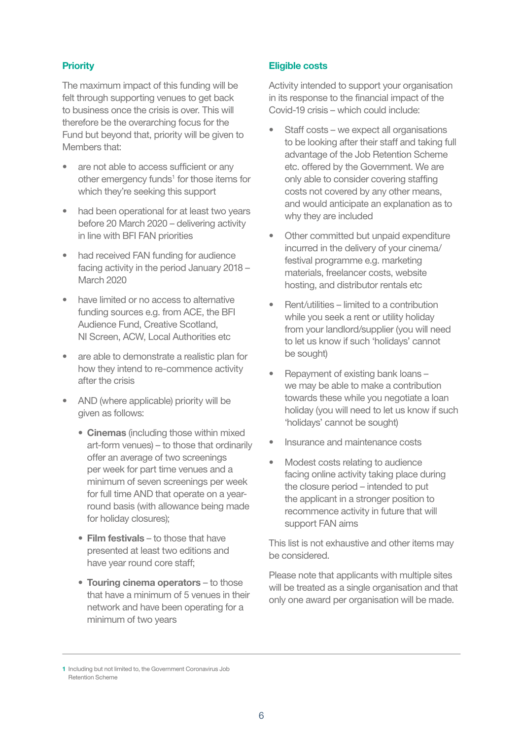## Priority

The maximum impact of this funding will be felt through supporting venues to get back to business once the crisis is over. This will therefore be the overarching focus for the Fund but beyond that, priority will be given to Members that:

- are not able to access sufficient or any other emergency funds[1] for those items for which they're seeking this support
- had been operational for at least two years before 20 March 2020 – delivering activity in line with BFI FAN priorities
- had received FAN funding for audience facing activity in the period January 2018 – March 2020
- have limited or no access to alternative funding sources e.g. from ACE, the BFI Audience Fund, Creative Scotland, NI Screen, ACW, Local Authorities etc
- are able to demonstrate a realistic plan for how they intend to re-commence activity after the crisis
- AND (where applicable) priority will be given as follows:
  - **Cinemas** (including those within mixed art-form venues) – to those that ordinarily offer an average of two screenings per week for part time venues and a minimum of seven screenings per week for full time AND that operate on a year-round basis (with allowance being made for holiday closures);
  - **Film festivals** – to those that have presented at least two editions and have year round core staff;
  - **Touring cinema operators** – to those that have a minimum of 5 venues in their network and have been operating for a minimum of two years

## Eligible costs

Activity intended to support your organisation in its response to the financial impact of the Covid-19 crisis – which could include:

- Staff costs – we expect all organisations to be looking after their staff and taking full advantage of the Job Retention Scheme etc. offered by the Government. We are only able to consider covering staffing costs not covered by any other means, and would anticipate an explanation as to why they are included
- Other committed but unpaid expenditure incurred in the delivery of your cinema/festival programme e.g. marketing materials, freelancer costs, website hosting, and distributor rentals etc
- Rent/utilities – limited to a contribution while you seek a rent or utility holiday from your landlord/supplier (you will need to let us know if such 'holidays' cannot be sought)
- Repayment of existing bank loans – we may be able to make a contribution towards these while you negotiate a loan holiday (you will need to let us know if such 'holidays' cannot be sought)
- Insurance and maintenance costs
- Modest costs relating to audience facing online activity taking place during the closure period – intended to put the applicant in a stronger position to recommence activity in future that will support FAN aims

This list is not exhaustive and other items may be considered.

Please note that applicants with multiple sites will be treated as a single organisation and that only one award per organisation will be made.

---

[1] Including but not limited to, the Government Coronavirus Job Retention Scheme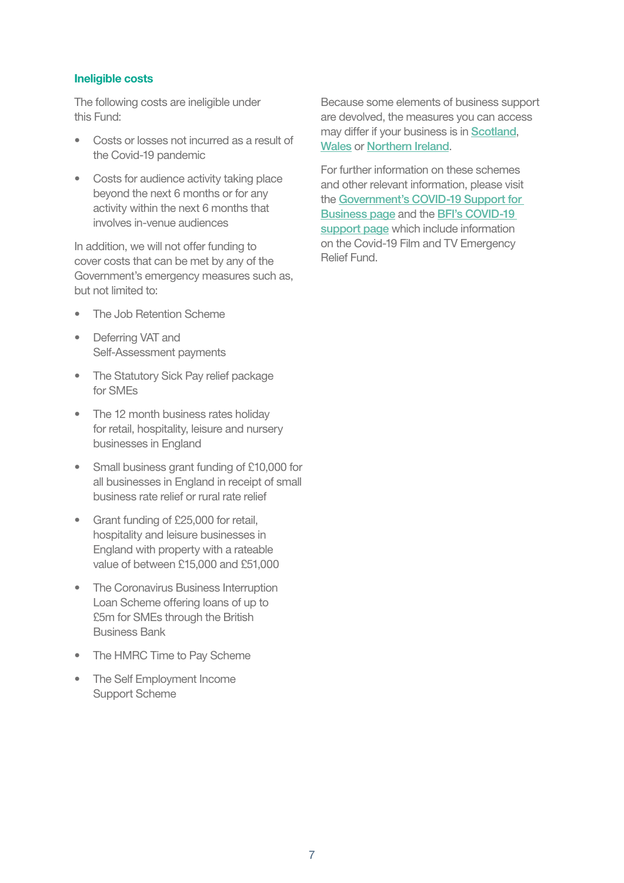### Ineligible costs

The following costs are ineligible under this Fund:

- Costs or losses not incurred as a result of the Covid-19 pandemic
- Costs for audience activity taking place beyond the next 6 months or for any activity within the next 6 months that involves in-venue audiences

In addition, we will not offer funding to cover costs that can be met by any of the Government's emergency measures such as, but not limited to:

- The Job Retention Scheme
- Deferring VAT and Self-Assessment payments
- The Statutory Sick Pay relief package for SMEs
- The 12 month business rates holiday for retail, hospitality, leisure and nursery businesses in England
- Small business grant funding of £10,000 for all businesses in England in receipt of small business rate relief or rural rate relief
- Grant funding of £25,000 for retail, hospitality and leisure businesses in England with property with a rateable value of between £15,000 and £51,000
- The Coronavirus Business Interruption Loan Scheme offering loans of up to £5m for SMEs through the British Business Bank
- The HMRC Time to Pay Scheme
- The Self Employment Income Support Scheme

Because some elements of business support are devolved, the measures you can access may differ if your business is in Scotland, Wales or Northern Ireland.

For further information on these schemes and other relevant information, please visit the Government's COVID-19 Support for Business page and the BFI's COVID-19 support page which include information on the Covid-19 Film and TV Emergency Relief Fund.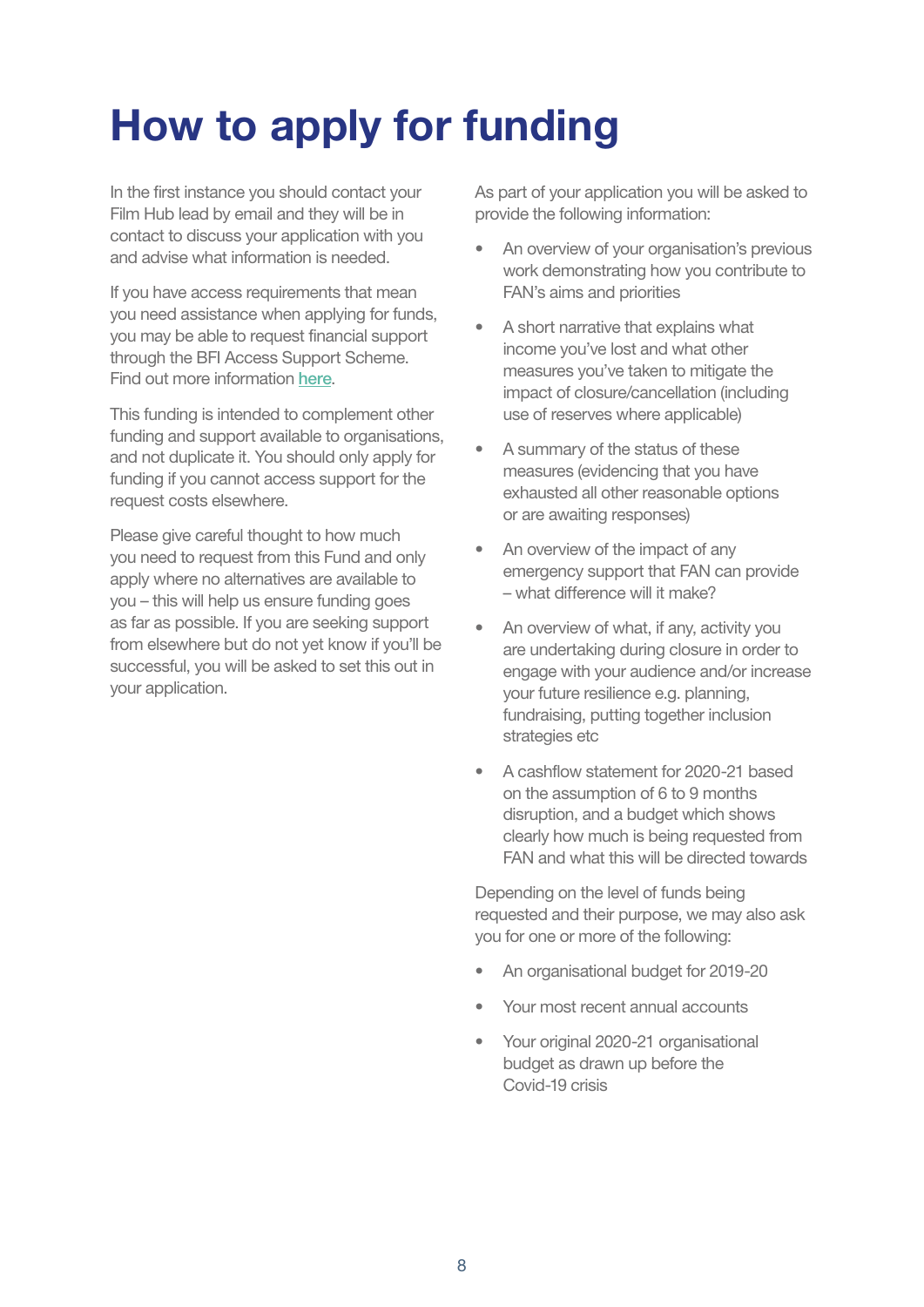# How to apply for funding

In the first instance you should contact your Film Hub lead by email and they will be in contact to discuss your application with you and advise what information is needed.

If you have access requirements that mean you need assistance when applying for funds, you may be able to request financial support through the BFI Access Support Scheme. Find out more information here.

This funding is intended to complement other funding and support available to organisations, and not duplicate it. You should only apply for funding if you cannot access support for the request costs elsewhere.

Please give careful thought to how much you need to request from this Fund and only apply where no alternatives are available to you – this will help us ensure funding goes as far as possible. If you are seeking support from elsewhere but do not yet know if you'll be successful, you will be asked to set this out in your application.

As part of your application you will be asked to provide the following information:

- An overview of your organisation's previous work demonstrating how you contribute to FAN's aims and priorities
- A short narrative that explains what income you've lost and what other measures you've taken to mitigate the impact of closure/cancellation (including use of reserves where applicable)
- A summary of the status of these measures (evidencing that you have exhausted all other reasonable options or are awaiting responses)
- An overview of the impact of any emergency support that FAN can provide – what difference will it make?
- An overview of what, if any, activity you are undertaking during closure in order to engage with your audience and/or increase your future resilience e.g. planning, fundraising, putting together inclusion strategies etc
- A cashflow statement for 2020-21 based on the assumption of 6 to 9 months disruption, and a budget which shows clearly how much is being requested from FAN and what this will be directed towards

Depending on the level of funds being requested and their purpose, we may also ask you for one or more of the following:

- An organisational budget for 2019-20
- Your most recent annual accounts
- Your original 2020-21 organisational budget as drawn up before the Covid-19 crisis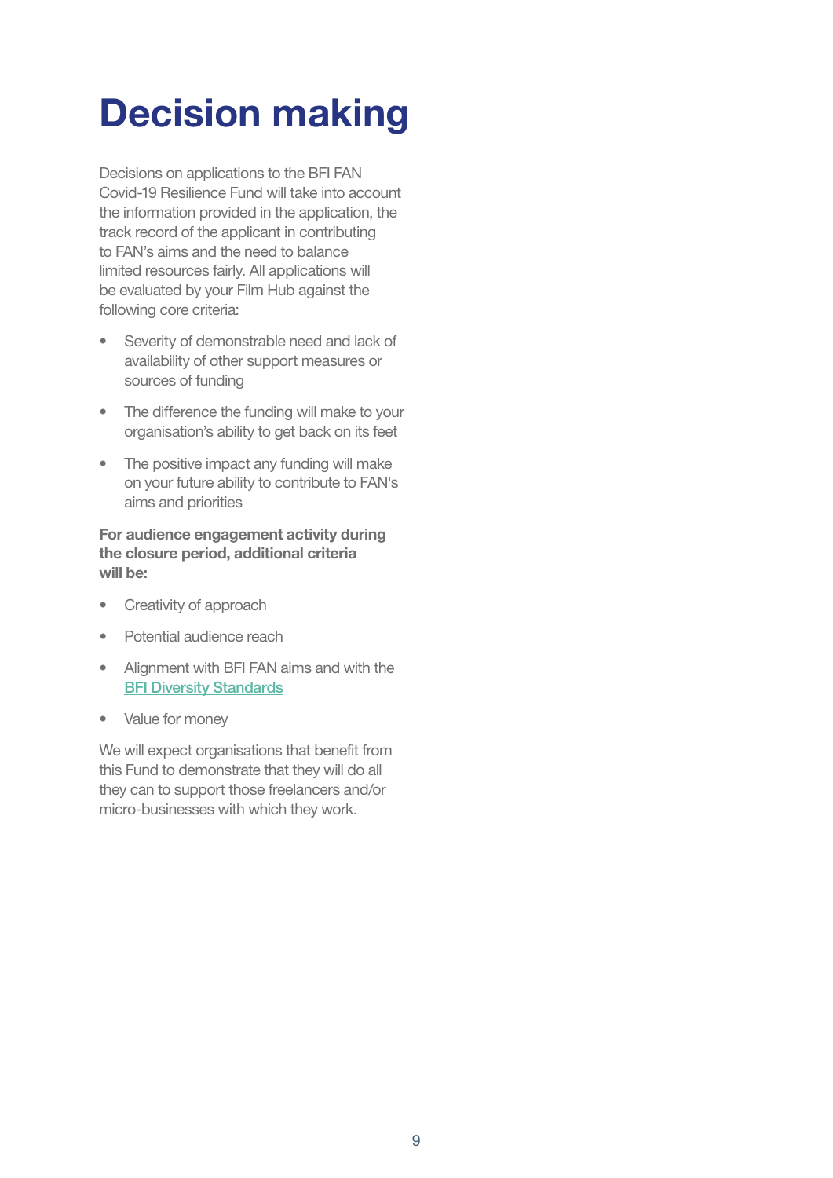# Decision making

Decisions on applications to the BFI FAN Covid-19 Resilience Fund will take into account the information provided in the application, the track record of the applicant in contributing to FAN's aims and the need to balance limited resources fairly. All applications will be evaluated by your Film Hub against the following core criteria:

- Severity of demonstrable need and lack of availability of other support measures or sources of funding
- The difference the funding will make to your organisation's ability to get back on its feet
- The positive impact any funding will make on your future ability to contribute to FAN's aims and priorities

**For audience engagement activity during the closure period, additional criteria will be:**

- Creativity of approach
- Potential audience reach
- Alignment with BFI FAN aims and with the BFI Diversity Standards
- Value for money

We will expect organisations that benefit from this Fund to demonstrate that they will do all they can to support those freelancers and/or micro-businesses with which they work.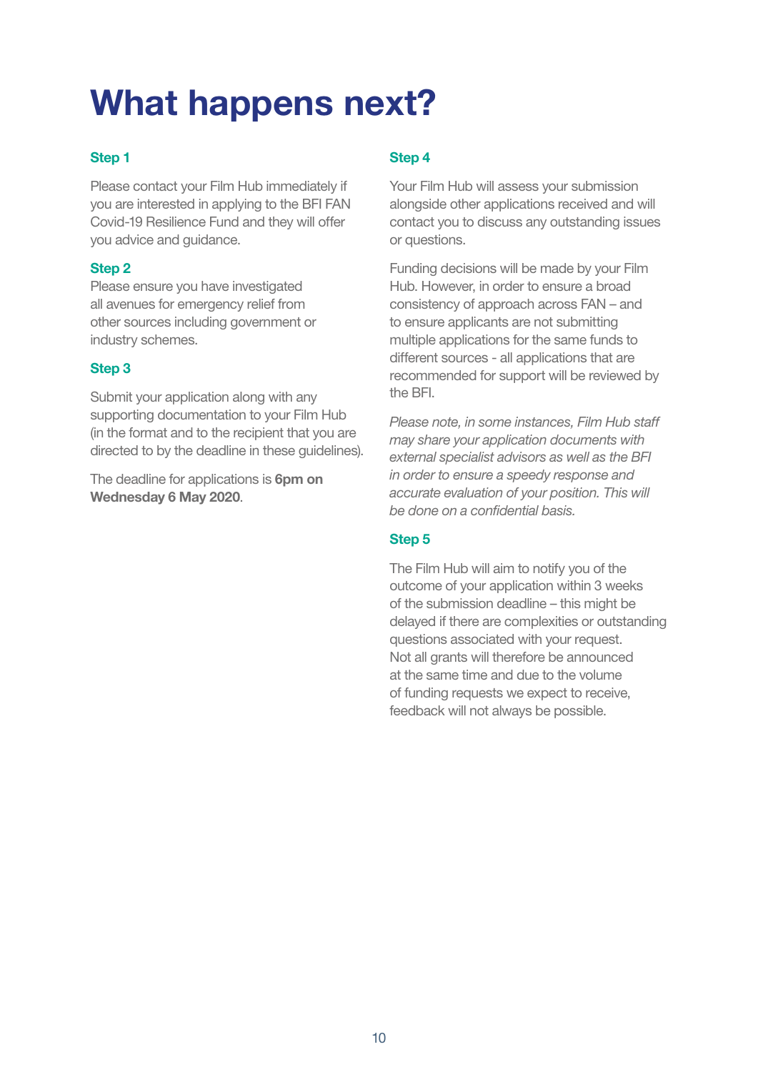# What happens next?

### Step 1

Please contact your Film Hub immediately if you are interested in applying to the BFI FAN Covid-19 Resilience Fund and they will offer you advice and guidance.

### Step 2

Please ensure you have investigated all avenues for emergency relief from other sources including government or industry schemes.

### Step 3

Submit your application along with any supporting documentation to your Film Hub (in the format and to the recipient that you are directed to by the deadline in these guidelines).

The deadline for applications is **6pm on Wednesday 6 May 2020**.

### Step 4

Your Film Hub will assess your submission alongside other applications received and will contact you to discuss any outstanding issues or questions.

Funding decisions will be made by your Film Hub. However, in order to ensure a broad consistency of approach across FAN – and to ensure applicants are not submitting multiple applications for the same funds to different sources - all applications that are recommended for support will be reviewed by the BFI.

*Please note, in some instances, Film Hub staff may share your application documents with external specialist advisors as well as the BFI in order to ensure a speedy response and accurate evaluation of your position. This will be done on a confidential basis.*

### Step 5

The Film Hub will aim to notify you of the outcome of your application within 3 weeks of the submission deadline – this might be delayed if there are complexities or outstanding questions associated with your request. Not all grants will therefore be announced at the same time and due to the volume of funding requests we expect to receive, feedback will not always be possible.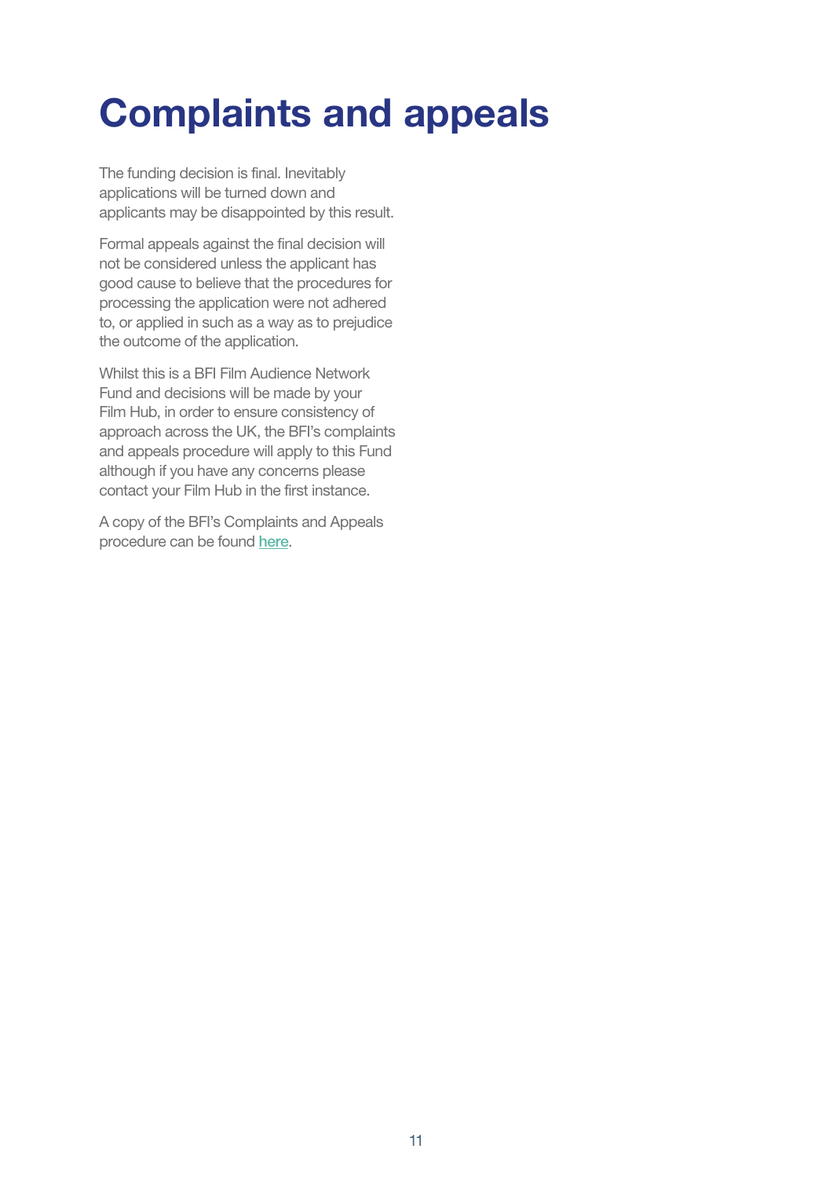# Complaints and appeals

The funding decision is final. Inevitably applications will be turned down and applicants may be disappointed by this result.

Formal appeals against the final decision will not be considered unless the applicant has good cause to believe that the procedures for processing the application were not adhered to, or applied in such as a way as to prejudice the outcome of the application.

Whilst this is a BFI Film Audience Network Fund and decisions will be made by your Film Hub, in order to ensure consistency of approach across the UK, the BFI's complaints and appeals procedure will apply to this Fund although if you have any concerns please contact your Film Hub in the first instance.

A copy of the BFI's Complaints and Appeals procedure can be found here.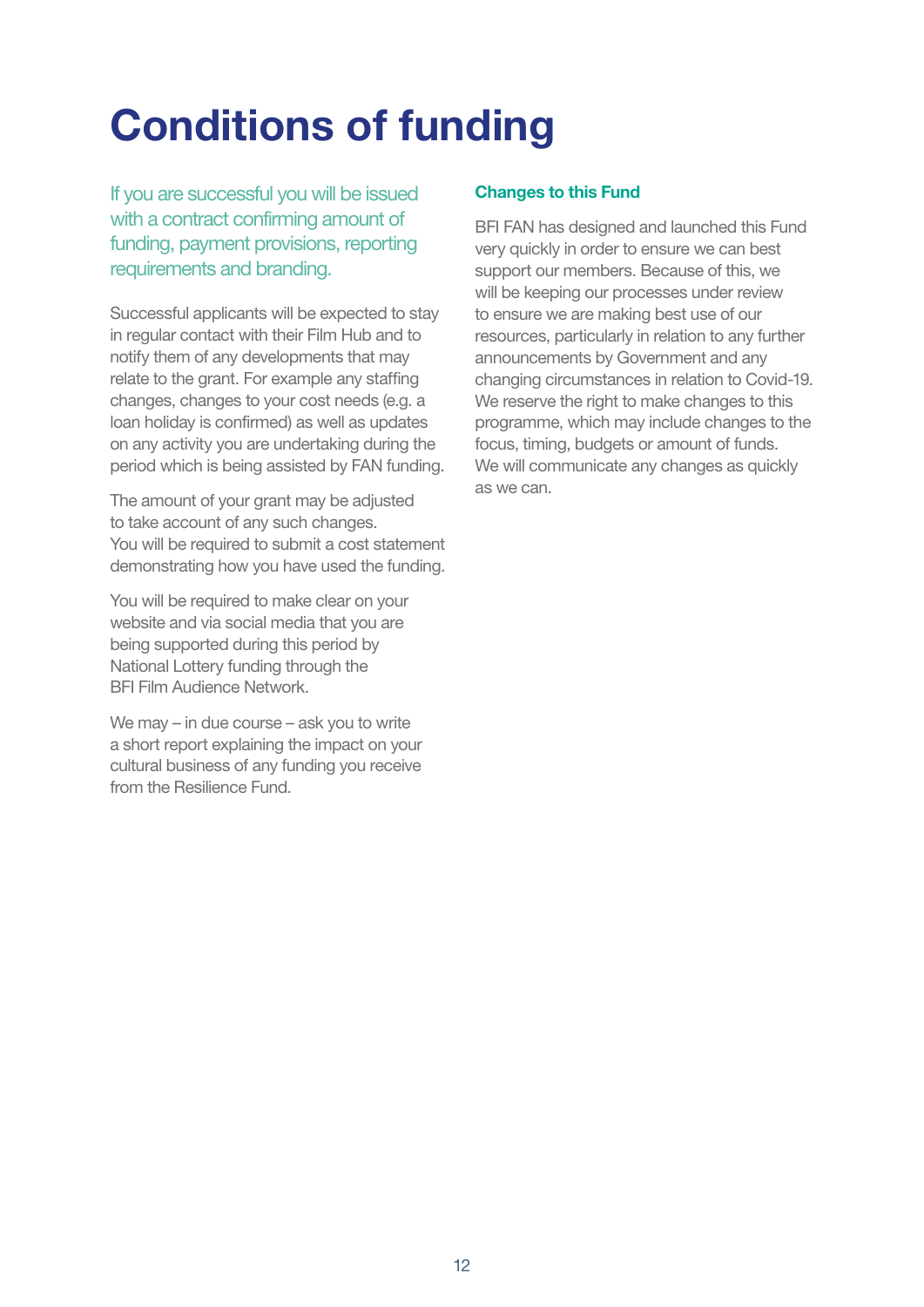# Conditions of funding

If you are successful you will be issued with a contract confirming amount of funding, payment provisions, reporting requirements and branding.

Successful applicants will be expected to stay in regular contact with their Film Hub and to notify them of any developments that may relate to the grant. For example any staffing changes, changes to your cost needs (e.g. a loan holiday is confirmed) as well as updates on any activity you are undertaking during the period which is being assisted by FAN funding.

The amount of your grant may be adjusted to take account of any such changes. You will be required to submit a cost statement demonstrating how you have used the funding.

You will be required to make clear on your website and via social media that you are being supported during this period by National Lottery funding through the BFI Film Audience Network.

We may – in due course – ask you to write a short report explaining the impact on your cultural business of any funding you receive from the Resilience Fund.

### Changes to this Fund

BFI FAN has designed and launched this Fund very quickly in order to ensure we can best support our members. Because of this, we will be keeping our processes under review to ensure we are making best use of our resources, particularly in relation to any further announcements by Government and any changing circumstances in relation to Covid-19. We reserve the right to make changes to this programme, which may include changes to the focus, timing, budgets or amount of funds. We will communicate any changes as quickly as we can.